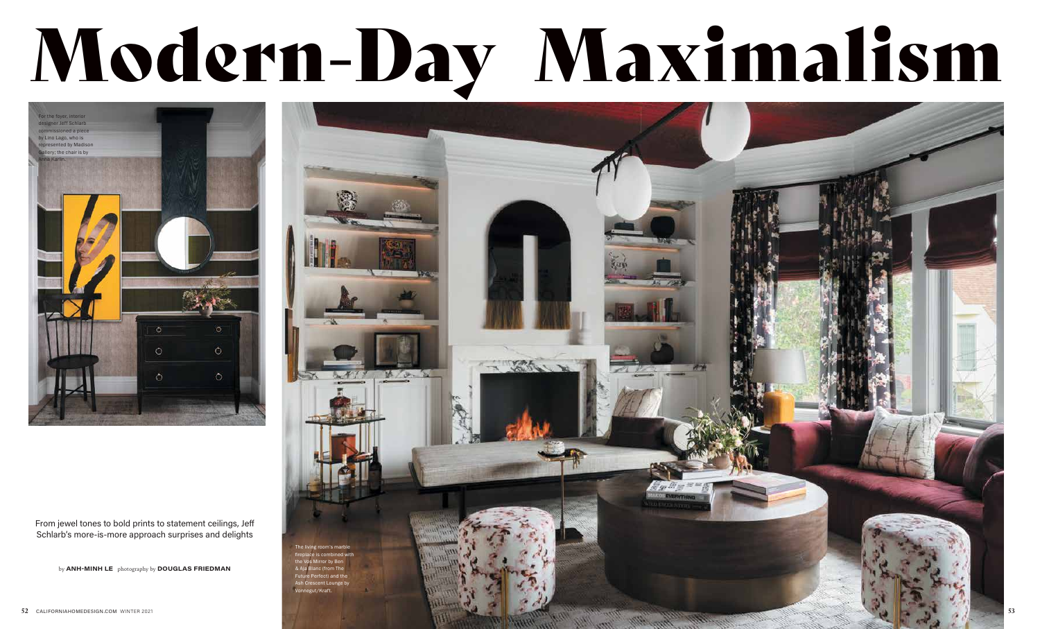# Modern-Day Maximalism

For the foyer, interior designer Jeff Schlarb commissioned a piece by Lino Lago, who is represented by Madison Gallery; the chair is by Anna Karlin.

From jewel tones to bold prints to statement ceilings, Jeff Schlarb's more-is-more approach surprises and delights

by **ANH-MINH LE** photography by **DOUGLAS FRIEDMAN**

The living room's marble fireplace is combined with the Vos Mirror by Ben & Aja Blanc (from The Future Perfect) and the Ash Crescent Lounge by Vonnegut/Kraft.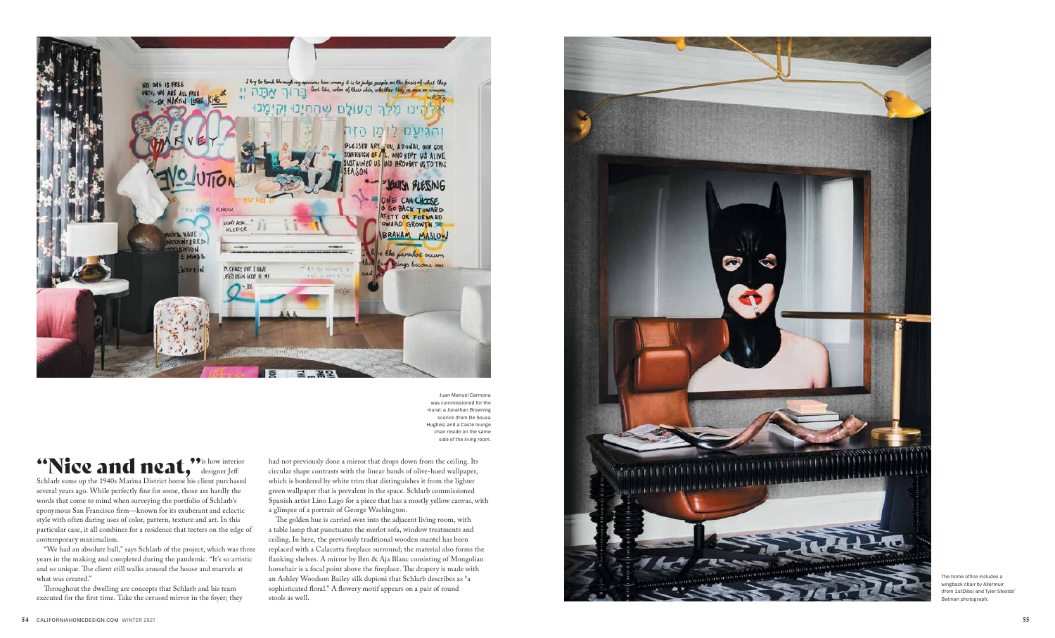Juan Manuel Carmona was commissioned for the mural; a Jonathan Browning sconce (from De Sousa Hughes) and a Caste lounge chair reside on the same side of the living room.

**"Nice and neat,"** is how interior designer Jeff Schlarb sums up the 1940s Marina District home his client purchased several years ago. While perfectly fine for some, those are hardly the words that come to mind when surveying the portfolio of Schlarb's eponymous San Francisco firm—known for its exuberant and eclectic style with often daring uses of color, pattern, texture and art. In this particular case, it all combines for a residence that teeters on the edge of contemporary maximalism.

"We had an absolute ball," says Schlarb of the project, which was three years in the making and completed during the pandemic. "It's so artistic and so unique. The client still walks around the house and marvels at what was created."

Throughout the dwelling are concepts that Schlarb and his team executed for the first time. Take the cerused mirror in the foyer; they had not previously done a mirror that drops down from the ceiling. Its circular shape contrasts with the linear bands of olive-hued wallpaper, which is bordered by white trim that distinguishes it from the lighter green wallpaper that is prevalent in the space. Schlarb commissioned Spanish artist Lino Lago for a piece that has a mostly yellow canvas, with a glimpse of a portrait of George Washington.

The golden hue is carried over into the adjacent living room, with a table lamp that punctuates the merlot sofa, window treatments and ceiling. In here, the previously traditional wooden mantel has been replaced with a Calacatta fireplace surround; the material also forms the flanking shelves. A mirror by Ben & Aja Blanc consisting of Mongolian horsehair is a focal point above the fireplace. The drapery is made with an Ashley Woodson Bailey silk dupioni that Schlarb describes as "a sophisticated floral." A flowery motif appears on a pair of round stools as well.

The home office includes a wingback chair by Allermuir (from 1stDibs) and Tyler Shields' Batman photograph.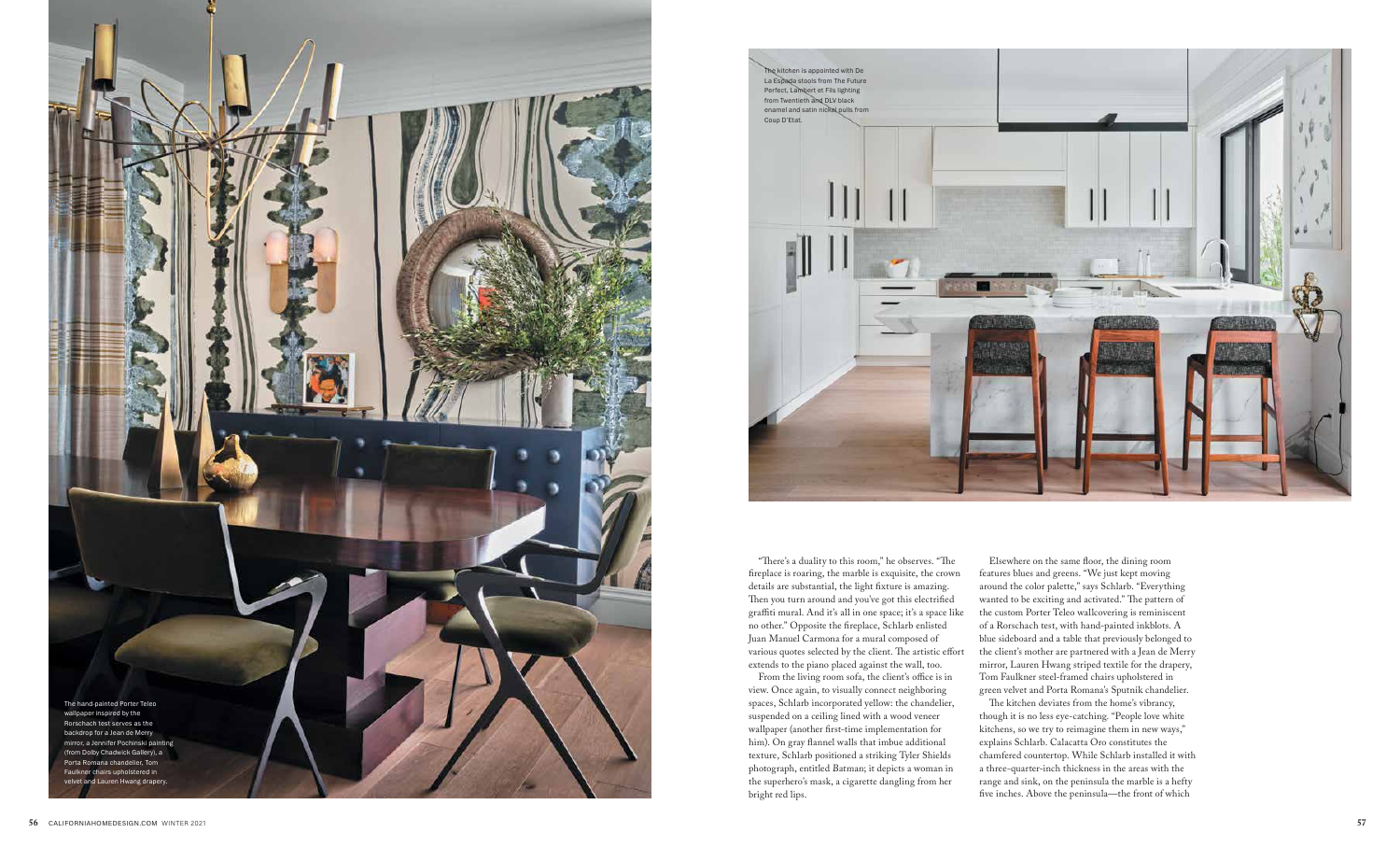The hand-painted Porter Teleo wallpaper inspired by the Rorschach test serves as the backdrop for a Jean de Merry mirror, a Jennifer Pochinski painting (from Dolby Chadwick Gallery), a Porta Romana chandelier, Tom Faulkner chairs upholstered in velvet and Lauren Hwang drapery.

The kitchen is appointed with De La Espada stools from The Future Perfect, Lambert et Fils lighting from Twentieth and DLV black enamel and satin nickel pulls from Coup D'Etat.

"There's a duality to this room," he observes. "The fireplace is roaring, the marble is exquisite, the crown details are substantial, the light fixture is amazing. Then you turn around and you've got this electrified graffiti mural. And it's all in one space; it's a space like no other." Opposite the fireplace, Schlarb enlisted Juan Manuel Carmona for a mural composed of various quotes selected by the client. The artistic effort extends to the piano placed against the wall, too.

From the living room sofa, the client's office is in view. Once again, to visually connect neighboring spaces, Schlarb incorporated yellow: the chandelier, suspended on a ceiling lined with a wood veneer wallpaper (another first-time implementation for him). On gray flannel walls that imbue additional texture, Schlarb positioned a striking Tyler Shields photograph, entitled *Batman*; it depicts a woman in the superhero's mask, a cigarette dangling from her bright red lips.

Elsewhere on the same floor, the dining room features blues and greens. "We just kept moving around the color palette," says Schlarb. "Everything wanted to be exciting and activated." The pattern of the custom Porter Teleo wallcovering is reminiscent of a Rorschach test, with hand-painted inkblots. A blue sideboard and a table that previously belonged to the client's mother are partnered with a Jean de Merry mirror, Lauren Hwang striped textile for the drapery, Tom Faulkner steel-framed chairs upholstered in green velvet and Porta Romana's Sputnik chandelier.

The kitchen deviates from the home's vibrancy, though it is no less eye-catching. "People love white kitchens, so we try to reimagine them in new ways," explains Schlarb. Calacatta Oro constitutes the chamfered countertop. While Schlarb installed it with a three-quarter-inch thickness in the areas with the range and sink, on the peninsula the marble is a hefty five inches. Above the peninsula—the front of which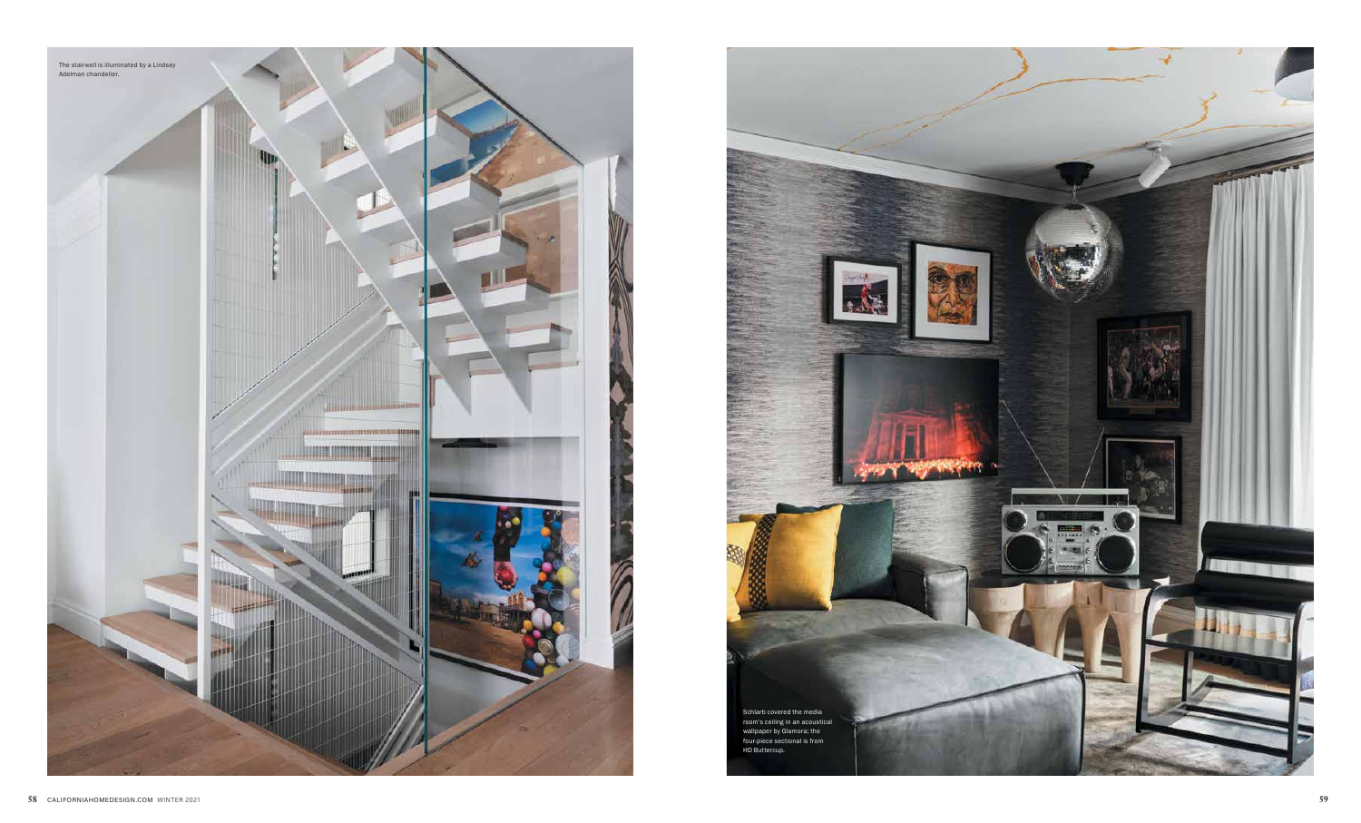The stairwell is illuminated by a Lindsey Adelman chandelier.

Schlarb covered the media room's ceiling in an acoustical wallpaper by Glamora; the four-piece sectional is from HD Buttercup.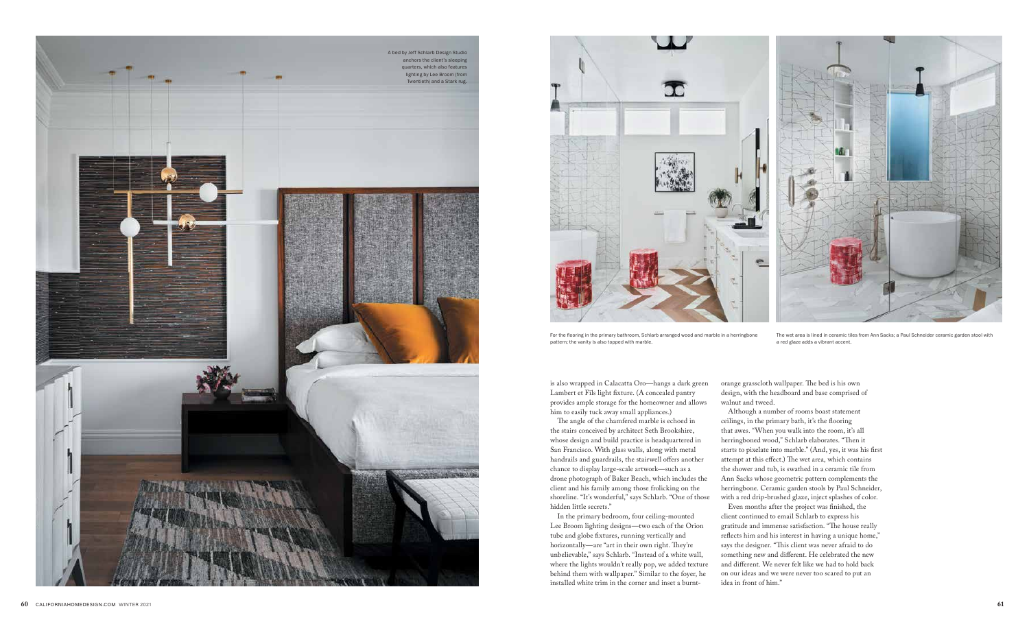A bed by Jeff Schlarb Design Studio anchors the client's sleeping quarters, which also features lighting by Lee Broom (from Twentieth) and a Stark rug.

For the flooring in the primary bathroom, Schlarb arranged wood and marble in a herringbone pattern; the vanity is also topped with marble.

The wet area is lined in ceramic tiles from Ann Sacks; a Paul Schneider ceramic garden stool with a red glaze adds a vibrant accent.

is also wrapped in Calacatta Oro—hangs a dark green Lambert et Fils light fixture. (A concealed pantry provides ample storage for the homeowner and allows him to easily tuck away small appliances.)

The angle of the chamfered marble is echoed in the stairs conceived by architect Seth Brookshire, whose design and build practice is headquartered in San Francisco. With glass walls, along with metal handrails and guardrails, the stairwell offers another chance to display large-scale artwork—such as a drone photograph of Baker Beach, which includes the client and his family among those frolicking on the shoreline. "It's wonderful," says Schlarb. "One of those hidden little secrets."

In the primary bedroom, four ceiling-mounted Lee Broom lighting designs—two each of the Orion tube and globe fixtures, running vertically and horizontally—are "art in their own right. They're unbelievable," says Schlarb. "Instead of a white wall, where the lights wouldn't really pop, we added texture behind them with wallpaper." Similar to the foyer, he installed white trim in the corner and inset a burnt-orange grasscloth wallpaper. The bed is his own design, with the headboard and base comprised of walnut and tweed.

Although a number of rooms boast statement ceilings, in the primary bath, it's the flooring that awes. "When you walk into the room, it's all herringboned wood," Schlarb elaborates. "Then it starts to pixelate into marble." (And, yes, it was his first attempt at this effect.) The wet area, which contains the shower and tub, is swathed in a ceramic tile from Ann Sacks whose geometric pattern complements the herringbone. Ceramic garden stools by Paul Schneider, with a red drip-brushed glaze, inject splashes of color.

Even months after the project was finished, the client continued to email Schlarb to express his gratitude and immense satisfaction. "The house really reflects him and his interest in having a unique home," says the designer. "This client was never afraid to do something new and different. He celebrated the new and different. We never felt like we had to hold back on our ideas and we were never too scared to put an idea in front of him."